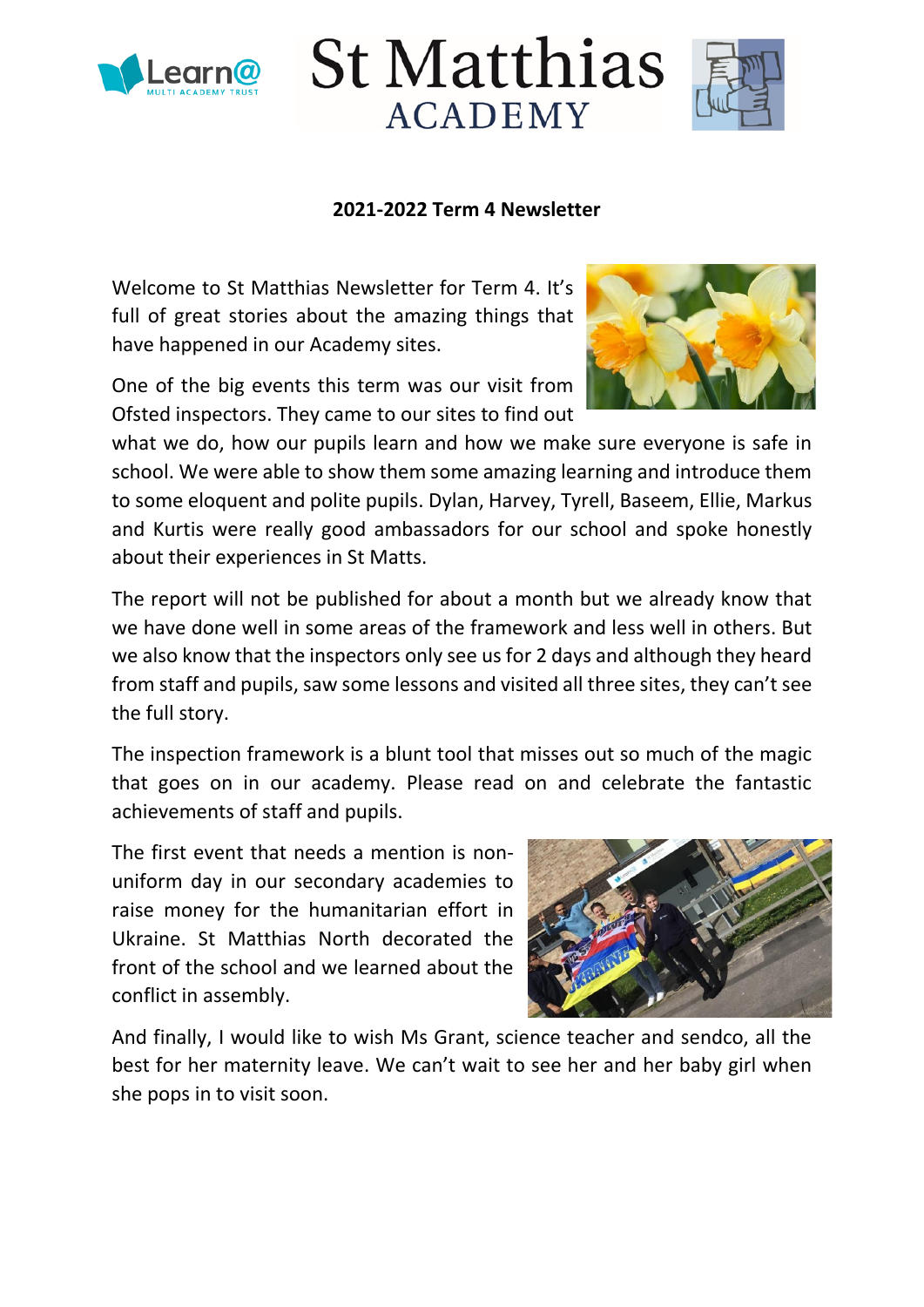# St Matthias ACADEMY

**2021-2022 Term 4 Newsletter**

Welcome to St Matthias Newsletter for Term 4. It's full of great stories about the amazing things that have happened in our Academy sites.

One of the big events this term was our visit from Ofsted inspectors. They came to our sites to find out what we do, how our pupils learn and how we make sure everyone is safe in school. We were able to show them some amazing learning and introduce them to some eloquent and polite pupils. Dylan, Harvey, Tyrell, Baseem, Ellie, Markus and Kurtis were really good ambassadors for our school and spoke honestly about their experiences in St Matts.

The report will not be published for about a month but we already know that we have done well in some areas of the framework and less well in others. But we also know that the inspectors only see us for 2 days and although they heard from staff and pupils, saw some lessons and visited all three sites, they can't see the full story.

The inspection framework is a blunt tool that misses out so much of the magic that goes on in our academy. Please read on and celebrate the fantastic achievements of staff and pupils.

The first event that needs a mention is non-uniform day in our secondary academies to raise money for the humanitarian effort in Ukraine. St Matthias North decorated the front of the school and we learned about the conflict in assembly.

And finally, I would like to wish Ms Grant, science teacher and sendco, all the best for her maternity leave. We can't wait to see her and her baby girl when she pops in to visit soon.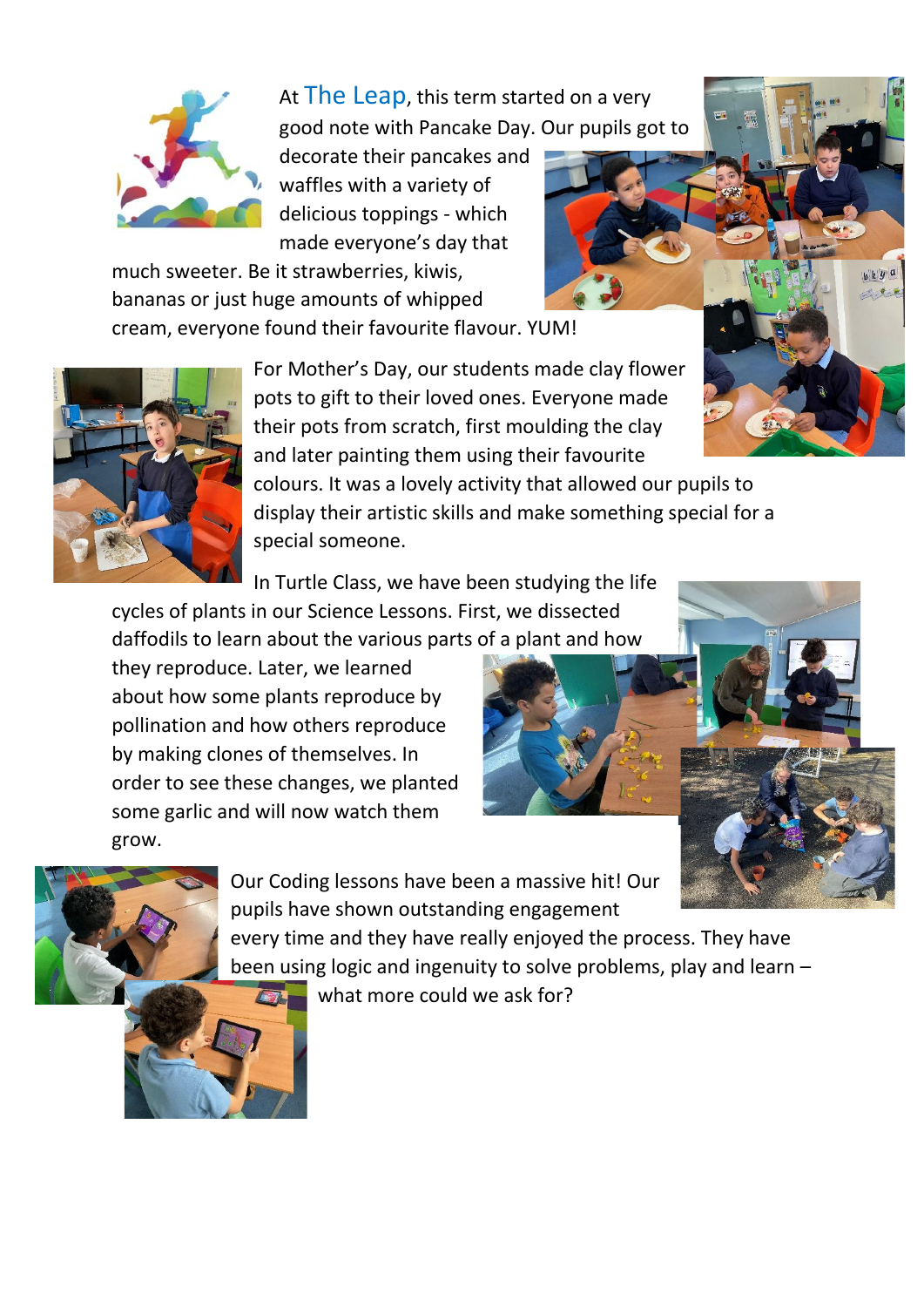At The Leap, this term started on a very good note with Pancake Day. Our pupils got to decorate their pancakes and waffles with a variety of delicious toppings - which made everyone's day that much sweeter. Be it strawberries, kiwis, bananas or just huge amounts of whipped cream, everyone found their favourite flavour. YUM!

For Mother's Day, our students made clay flower pots to gift to their loved ones. Everyone made their pots from scratch, first moulding the clay and later painting them using their favourite colours. It was a lovely activity that allowed our pupils to display their artistic skills and make something special for a special someone.

In Turtle Class, we have been studying the life cycles of plants in our Science Lessons. First, we dissected daffodils to learn about the various parts of a plant and how they reproduce. Later, we learned about how some plants reproduce by pollination and how others reproduce by making clones of themselves. In order to see these changes, we planted some garlic and will now watch them grow.

Our Coding lessons have been a massive hit! Our pupils have shown outstanding engagement every time and they have really enjoyed the process. They have been using logic and ingenuity to solve problems, play and learn – what more could we ask for?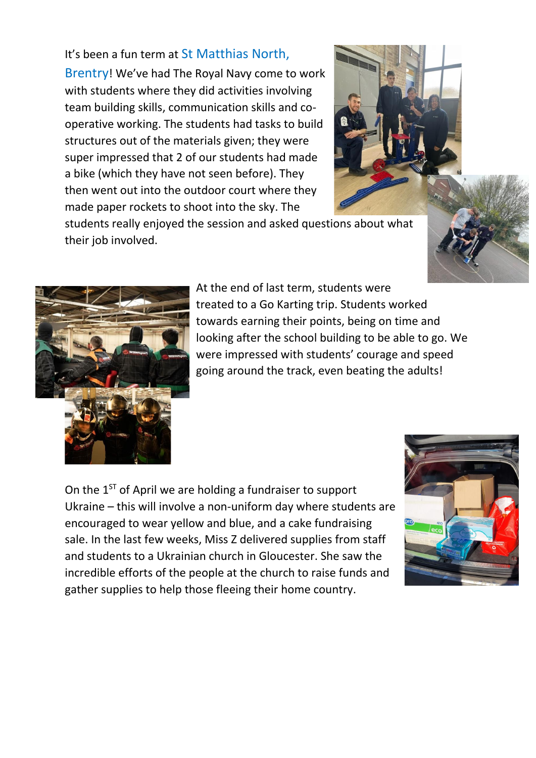It's been a fun term at St Matthias North, Brentry! We've had The Royal Navy come to work with students where they did activities involving team building skills, communication skills and co-operative working. The students had tasks to build structures out of the materials given; they were super impressed that 2 of our students had made a bike (which they have not seen before). They then went out into the outdoor court where they made paper rockets to shoot into the sky. The students really enjoyed the session and asked questions about what their job involved.

At the end of last term, students were treated to a Go Karting trip. Students worked towards earning their points, being on time and looking after the school building to be able to go. We were impressed with students' courage and speed going around the track, even beating the adults!

On the 1ST of April we are holding a fundraiser to support Ukraine – this will involve a non-uniform day where students are encouraged to wear yellow and blue, and a cake fundraising sale. In the last few weeks, Miss Z delivered supplies from staff and students to a Ukrainian church in Gloucester. She saw the incredible efforts of the people at the church to raise funds and gather supplies to help those fleeing their home country.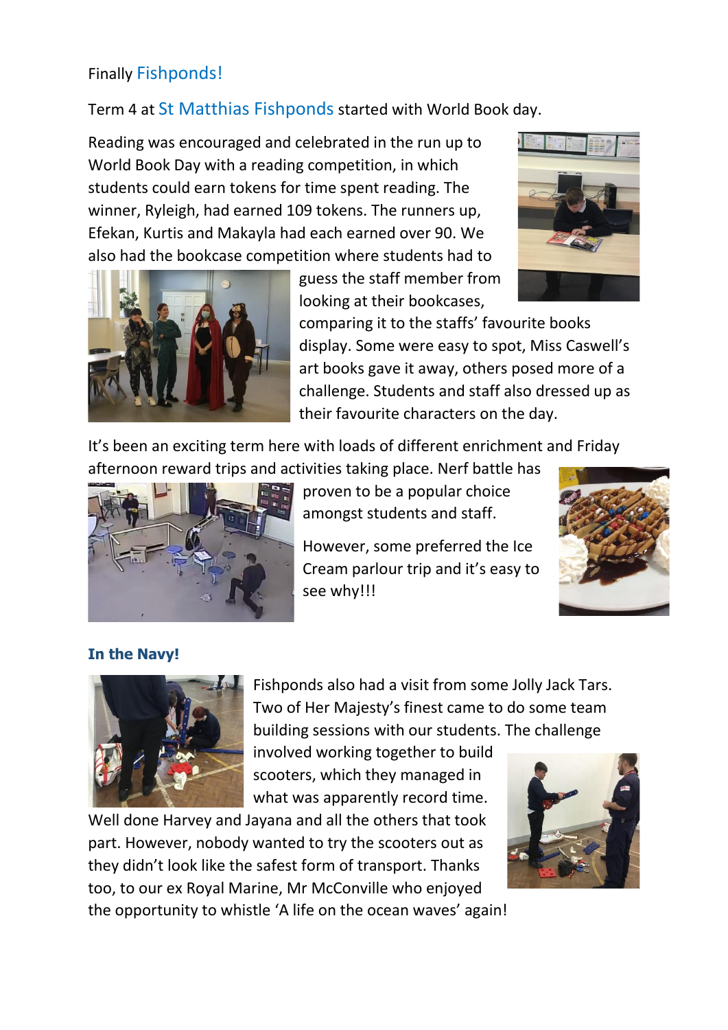Finally Fishponds!

Term 4 at St Matthias Fishponds started with World Book day.

Reading was encouraged and celebrated in the run up to World Book Day with a reading competition, in which students could earn tokens for time spent reading. The winner, Ryleigh, had earned 109 tokens. The runners up, Efekan, Kurtis and Makayla had each earned over 90. We also had the bookcase competition where students had to guess the staff member from looking at their bookcases, comparing it to the staffs' favourite books display. Some were easy to spot, Miss Caswell's art books gave it away, others posed more of a challenge. Students and staff also dressed up as their favourite characters on the day.

It's been an exciting term here with loads of different enrichment and Friday afternoon reward trips and activities taking place. Nerf battle has proven to be a popular choice amongst students and staff.

However, some preferred the Ice Cream parlour trip and it's easy to see why!!!

**In the Navy!**

Fishponds also had a visit from some Jolly Jack Tars. Two of Her Majesty's finest came to do some team building sessions with our students. The challenge involved working together to build scooters, which they managed in what was apparently record time. Well done Harvey and Jayana and all the others that took part. However, nobody wanted to try the scooters out as they didn't look like the safest form of transport. Thanks too, to our ex Royal Marine, Mr McConville who enjoyed the opportunity to whistle 'A life on the ocean waves' again!